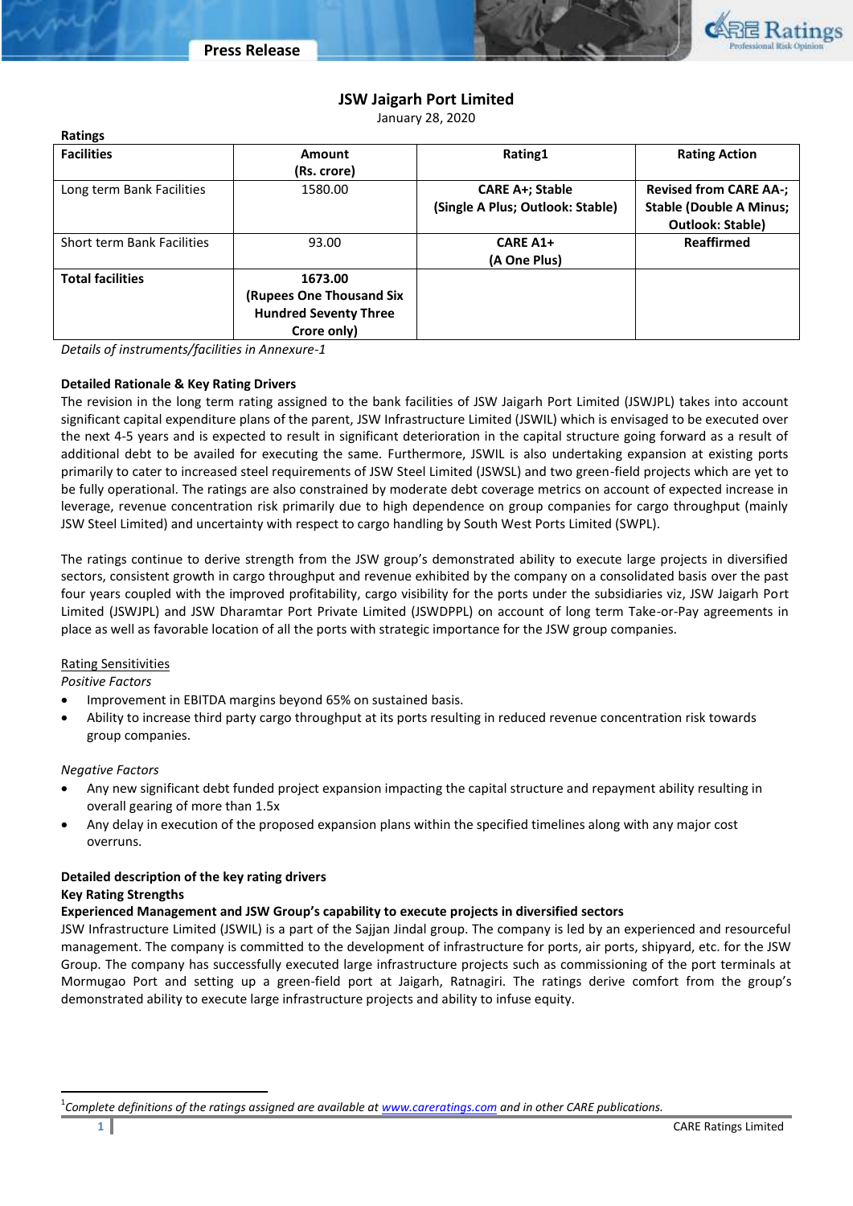# JSW Jaigarh Port Limited

January 28, 2020

**Ratings**

| Facilities | Amount (Rs. crore) | Rating1 | Rating Action |
|---|---|---|---|
| Long term Bank Facilities | 1580.00 | **CARE A+; Stable (Single A Plus; Outlook: Stable)** | **Revised from CARE AA-; Stable (Double A Minus; Outlook: Stable)** |
| Short term Bank Facilities | 93.00 | **CARE A1+ (A One Plus)** | **Reaffirmed** |
| **Total facilities** | **1673.00 (Rupees One Thousand Six Hundred Seventy Three Crore only)** | | |

*Details of instruments/facilities in Annexure-1*

### Detailed Rationale & Key Rating Drivers

The revision in the long term rating assigned to the bank facilities of JSW Jaigarh Port Limited (JSWJPL) takes into account significant capital expenditure plans of the parent, JSW Infrastructure Limited (JSWIL) which is envisaged to be executed over the next 4-5 years and is expected to result in significant deterioration in the capital structure going forward as a result of additional debt to be availed for executing the same. Furthermore, JSWIL is also undertaking expansion at existing ports primarily to cater to increased steel requirements of JSW Steel Limited (JSWSL) and two green-field projects which are yet to be fully operational. The ratings are also constrained by moderate debt coverage metrics on account of expected increase in leverage, revenue concentration risk primarily due to high dependence on group companies for cargo throughput (mainly JSW Steel Limited) and uncertainty with respect to cargo handling by South West Ports Limited (SWPL).

The ratings continue to derive strength from the JSW group's demonstrated ability to execute large projects in diversified sectors, consistent growth in cargo throughput and revenue exhibited by the company on a consolidated basis over the past four years coupled with the improved profitability, cargo visibility for the ports under the subsidiaries viz, JSW Jaigarh Port Limited (JSWJPL) and JSW Dharamtar Port Private Limited (JSWDPPL) on account of long term Take-or-Pay agreements in place as well as favorable location of all the ports with strategic importance for the JSW group companies.

Rating Sensitivities

*Positive Factors*

- Improvement in EBITDA margins beyond 65% on sustained basis.
- Ability to increase third party cargo throughput at its ports resulting in reduced revenue concentration risk towards group companies.

*Negative Factors*

- Any new significant debt funded project expansion impacting the capital structure and repayment ability resulting in overall gearing of more than 1.5x
- Any delay in execution of the proposed expansion plans within the specified timelines along with any major cost overruns.

### Detailed description of the key rating drivers

**Key Rating Strengths**

**Experienced Management and JSW Group's capability to execute projects in diversified sectors**

JSW Infrastructure Limited (JSWIL) is a part of the Sajjan Jindal group. The company is led by an experienced and resourceful management. The company is committed to the development of infrastructure for ports, air ports, shipyard, etc. for the JSW Group. The company has successfully executed large infrastructure projects such as commissioning of the port terminals at Mormugao Port and setting up a green-field port at Jaigarh, Ratnagiri. The ratings derive comfort from the group's demonstrated ability to execute large infrastructure projects and ability to infuse equity.

[1] *Complete definitions of the ratings assigned are available at www.careratings.com and in other CARE publications.*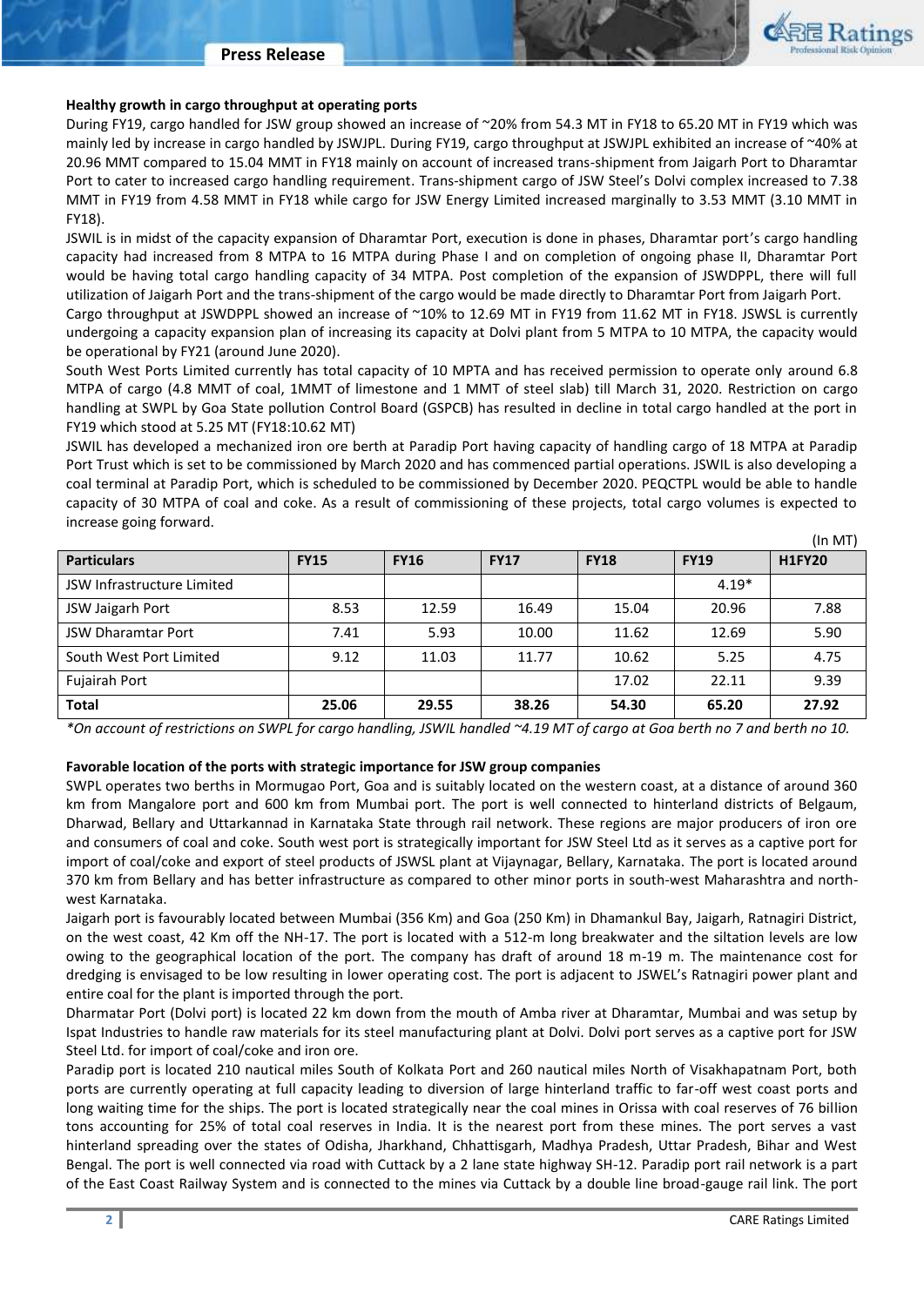**Healthy growth in cargo throughput at operating ports**

During FY19, cargo handled for JSW group showed an increase of ~20% from 54.3 MT in FY18 to 65.20 MT in FY19 which was mainly led by increase in cargo handled by JSWJPL. During FY19, cargo throughput at JSWJPL exhibited an increase of ~40% at 20.96 MMT compared to 15.04 MMT in FY18 mainly on account of increased trans-shipment from Jaigarh Port to Dharamtar Port to cater to increased cargo handling requirement. Trans-shipment cargo of JSW Steel's Dolvi complex increased to 7.38 MMT in FY19 from 4.58 MMT in FY18 while cargo for JSW Energy Limited increased marginally to 3.53 MMT (3.10 MMT in FY18).

JSWIL is in midst of the capacity expansion of Dharamtar Port, execution is done in phases, Dharamtar port's cargo handling capacity had increased from 8 MTPA to 16 MTPA during Phase I and on completion of ongoing phase II, Dharamtar Port would be having total cargo handling capacity of 34 MTPA. Post completion of the expansion of JSWDPPL, there will full utilization of Jaigarh Port and the trans-shipment of the cargo would be made directly to Dharamtar Port from Jaigarh Port.

Cargo throughput at JSWDPPL showed an increase of ~10% to 12.69 MT in FY19 from 11.62 MT in FY18. JSWSL is currently undergoing a capacity expansion plan of increasing its capacity at Dolvi plant from 5 MTPA to 10 MTPA, the capacity would be operational by FY21 (around June 2020).

South West Ports Limited currently has total capacity of 10 MPTA and has received permission to operate only around 6.8 MTPA of cargo (4.8 MMT of coal, 1MMT of limestone and 1 MMT of steel slab) till March 31, 2020. Restriction on cargo handling at SWPL by Goa State pollution Control Board (GSPCB) has resulted in decline in total cargo handled at the port in FY19 which stood at 5.25 MT (FY18:10.62 MT)

JSWIL has developed a mechanized iron ore berth at Paradip Port having capacity of handling cargo of 18 MTPA at Paradip Port Trust which is set to be commissioned by March 2020 and has commenced partial operations. JSWIL is also developing a coal terminal at Paradip Port, which is scheduled to be commissioned by December 2020. PEQCTPL would be able to handle capacity of 30 MTPA of coal and coke. As a result of commissioning of these projects, total cargo volumes is expected to increase going forward.

(In MT)

| Particulars | FY15 | FY16 | FY17 | FY18 | FY19 | H1FY20 |
|---|---|---|---|---|---|---|
| JSW Infrastructure Limited | | | | | 4.19* | |
| JSW Jaigarh Port | 8.53 | 12.59 | 16.49 | 15.04 | 20.96 | 7.88 |
| JSW Dharamtar Port | 7.41 | 5.93 | 10.00 | 11.62 | 12.69 | 5.90 |
| South West Port Limited | 9.12 | 11.03 | 11.77 | 10.62 | 5.25 | 4.75 |
| Fujairah Port | | | | 17.02 | 22.11 | 9.39 |
| **Total** | **25.06** | **29.55** | **38.26** | **54.30** | **65.20** | **27.92** |

*\*On account of restrictions on SWPL for cargo handling, JSWIL handled ~4.19 MT of cargo at Goa berth no 7 and berth no 10.*

**Favorable location of the ports with strategic importance for JSW group companies**

SWPL operates two berths in Mormugao Port, Goa and is suitably located on the western coast, at a distance of around 360 km from Mangalore port and 600 km from Mumbai port. The port is well connected to hinterland districts of Belgaum, Dharwad, Bellary and Uttarkannad in Karnataka State through rail network. These regions are major producers of iron ore and consumers of coal and coke. South west port is strategically important for JSW Steel Ltd as it serves as a captive port for import of coal/coke and export of steel products of JSWSL plant at Vijaynagar, Bellary, Karnataka. The port is located around 370 km from Bellary and has better infrastructure as compared to other minor ports in south-west Maharashtra and north-west Karnataka.

Jaigarh port is favourably located between Mumbai (356 Km) and Goa (250 Km) in Dhamankul Bay, Jaigarh, Ratnagiri District, on the west coast, 42 Km off the NH-17. The port is located with a 512-m long breakwater and the siltation levels are low owing to the geographical location of the port. The company has draft of around 18 m-19 m. The maintenance cost for dredging is envisaged to be low resulting in lower operating cost. The port is adjacent to JSWEL's Ratnagiri power plant and entire coal for the plant is imported through the port.

Dharmatar Port (Dolvi port) is located 22 km down from the mouth of Amba river at Dharamtar, Mumbai and was setup by Ispat Industries to handle raw materials for its steel manufacturing plant at Dolvi. Dolvi port serves as a captive port for JSW Steel Ltd. for import of coal/coke and iron ore.

Paradip port is located 210 nautical miles South of Kolkata Port and 260 nautical miles North of Visakhapatnam Port, both ports are currently operating at full capacity leading to diversion of large hinterland traffic to far-off west coast ports and long waiting time for the ships. The port is located strategically near the coal mines in Orissa with coal reserves of 76 billion tons accounting for 25% of total coal reserves in India. It is the nearest port from these mines. The port serves a vast hinterland spreading over the states of Odisha, Jharkhand, Chhattisgarh, Madhya Pradesh, Uttar Pradesh, Bihar and West Bengal. The port is well connected via road with Cuttack by a 2 lane state highway SH-12. Paradip port rail network is a part of the East Coast Railway System and is connected to the mines via Cuttack by a double line broad-gauge rail link. The port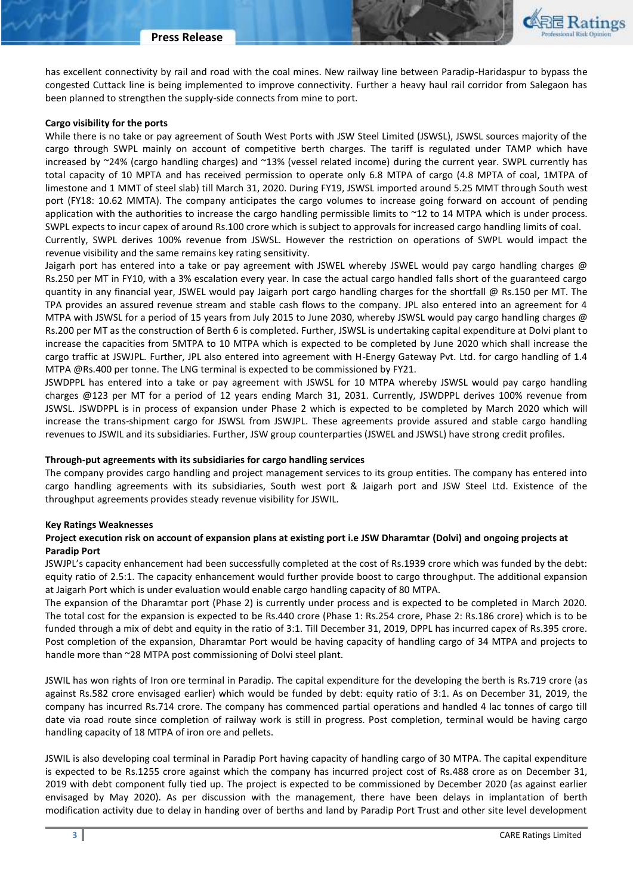has excellent connectivity by rail and road with the coal mines. New railway line between Paradip-Haridaspur to bypass the congested Cuttack line is being implemented to improve connectivity. Further a heavy haul rail corridor from Salegaon has been planned to strengthen the supply-side connects from mine to port.

**Cargo visibility for the ports**

While there is no take or pay agreement of South West Ports with JSW Steel Limited (JSWSL), JSWSL sources majority of the cargo through SWPL mainly on account of competitive berth charges. The tariff is regulated under TAMP which have increased by ~24% (cargo handling charges) and ~13% (vessel related income) during the current year. SWPL currently has total capacity of 10 MPTA and has received permission to operate only 6.8 MTPA of cargo (4.8 MPTA of coal, 1MTPA of limestone and 1 MMT of steel slab) till March 31, 2020. During FY19, JSWSL imported around 5.25 MMT through South west port (FY18: 10.62 MMTA). The company anticipates the cargo volumes to increase going forward on account of pending application with the authorities to increase the cargo handling permissible limits to ~12 to 14 MTPA which is under process. SWPL expects to incur capex of around Rs.100 crore which is subject to approvals for increased cargo handling limits of coal.

Currently, SWPL derives 100% revenue from JSWSL. However the restriction on operations of SWPL would impact the revenue visibility and the same remains key rating sensitivity.

Jaigarh port has entered into a take or pay agreement with JSWEL whereby JSWEL would pay cargo handling charges @ Rs.250 per MT in FY10, with a 3% escalation every year. In case the actual cargo handled falls short of the guaranteed cargo quantity in any financial year, JSWEL would pay Jaigarh port cargo handling charges for the shortfall @ Rs.150 per MT. The TPA provides an assured revenue stream and stable cash flows to the company. JPL also entered into an agreement for 4 MTPA with JSWSL for a period of 15 years from July 2015 to June 2030, whereby JSWSL would pay cargo handling charges @ Rs.200 per MT as the construction of Berth 6 is completed. Further, JSWSL is undertaking capital expenditure at Dolvi plant to increase the capacities from 5MTPA to 10 MTPA which is expected to be completed by June 2020 which shall increase the cargo traffic at JSWJPL. Further, JPL also entered into agreement with H-Energy Gateway Pvt. Ltd. for cargo handling of 1.4 MTPA @Rs.400 per tonne. The LNG terminal is expected to be commissioned by FY21.

JSWDPPL has entered into a take or pay agreement with JSWSL for 10 MTPA whereby JSWSL would pay cargo handling charges @123 per MT for a period of 12 years ending March 31, 2031. Currently, JSWDPPL derives 100% revenue from JSWSL. JSWDPPL is in process of expansion under Phase 2 which is expected to be completed by March 2020 which will increase the trans-shipment cargo for JSWSL from JSWJPL. These agreements provide assured and stable cargo handling revenues to JSWIL and its subsidiaries. Further, JSW group counterparties (JSWEL and JSWSL) have strong credit profiles.

**Through-put agreements with its subsidiaries for cargo handling services**

The company provides cargo handling and project management services to its group entities. The company has entered into cargo handling agreements with its subsidiaries, South west port & Jaigarh port and JSW Steel Ltd. Existence of the throughput agreements provides steady revenue visibility for JSWIL.

**Key Ratings Weaknesses**

**Project execution risk on account of expansion plans at existing port i.e JSW Dharamtar (Dolvi) and ongoing projects at Paradip Port**

JSWJPL's capacity enhancement had been successfully completed at the cost of Rs.1939 crore which was funded by the debt: equity ratio of 2.5:1. The capacity enhancement would further provide boost to cargo throughput. The additional expansion at Jaigarh Port which is under evaluation would enable cargo handling capacity of 80 MTPA.

The expansion of the Dharamtar port (Phase 2) is currently under process and is expected to be completed in March 2020. The total cost for the expansion is expected to be Rs.440 crore (Phase 1: Rs.254 crore, Phase 2: Rs.186 crore) which is to be funded through a mix of debt and equity in the ratio of 3:1. Till December 31, 2019, DPPL has incurred capex of Rs.395 crore. Post completion of the expansion, Dharamtar Port would be having capacity of handling cargo of 34 MTPA and projects to handle more than ~28 MTPA post commissioning of Dolvi steel plant.

JSWIL has won rights of Iron ore terminal in Paradip. The capital expenditure for the developing the berth is Rs.719 crore (as against Rs.582 crore envisaged earlier) which would be funded by debt: equity ratio of 3:1. As on December 31, 2019, the company has incurred Rs.714 crore. The company has commenced partial operations and handled 4 lac tonnes of cargo till date via road route since completion of railway work is still in progress. Post completion, terminal would be having cargo handling capacity of 18 MTPA of iron ore and pellets.

JSWIL is also developing coal terminal in Paradip Port having capacity of handling cargo of 30 MTPA. The capital expenditure is expected to be Rs.1255 crore against which the company has incurred project cost of Rs.488 crore as on December 31, 2019 with debt component fully tied up. The project is expected to be commissioned by December 2020 (as against earlier envisaged by May 2020). As per discussion with the management, there have been delays in implantation of berth modification activity due to delay in handing over of berths and land by Paradip Port Trust and other site level development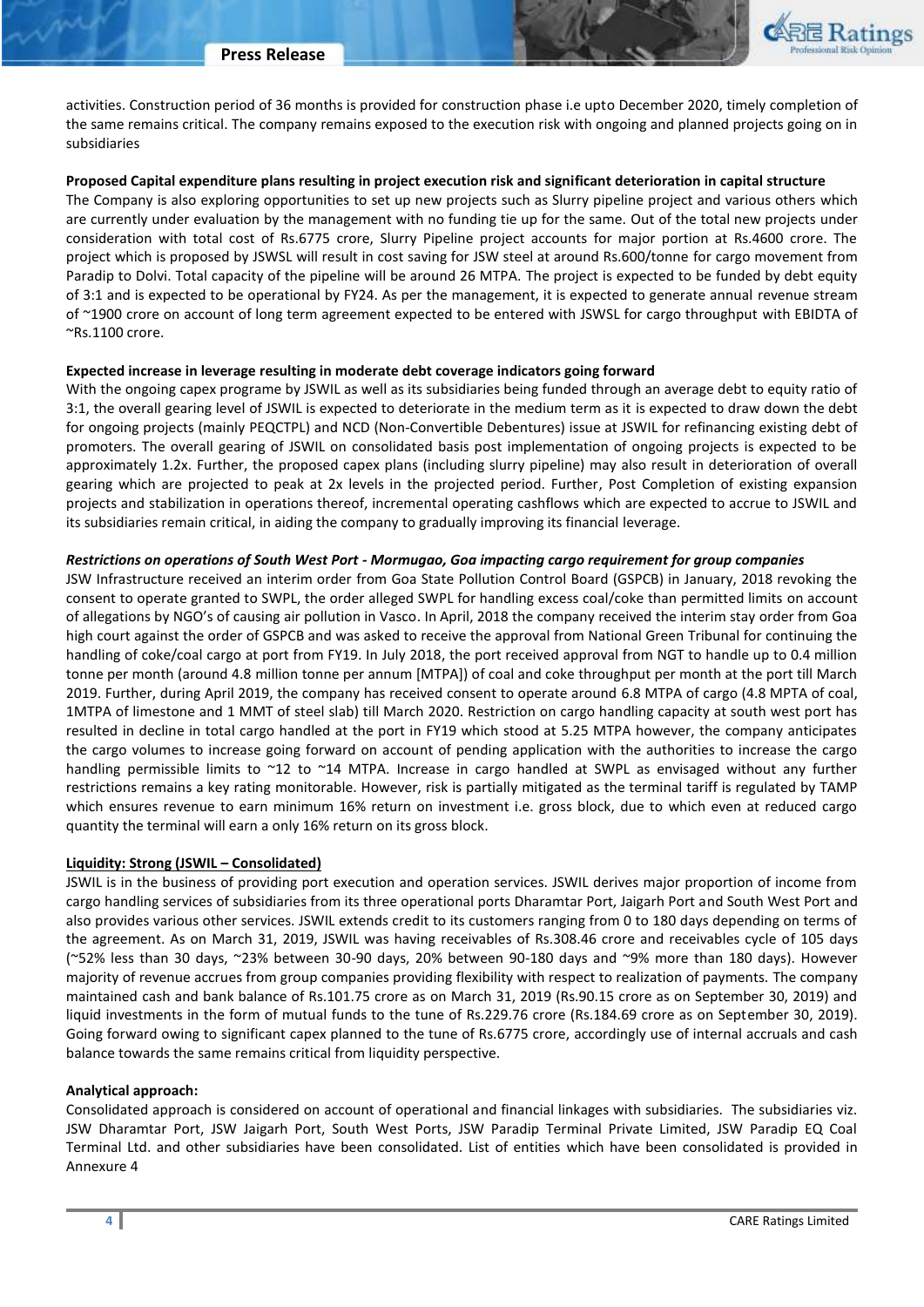activities. Construction period of 36 months is provided for construction phase i.e upto December 2020, timely completion of the same remains critical. The company remains exposed to the execution risk with ongoing and planned projects going on in subsidiaries

**Proposed Capital expenditure plans resulting in project execution risk and significant deterioration in capital structure**

The Company is also exploring opportunities to set up new projects such as Slurry pipeline project and various others which are currently under evaluation by the management with no funding tie up for the same. Out of the total new projects under consideration with total cost of Rs.6775 crore, Slurry Pipeline project accounts for major portion at Rs.4600 crore. The project which is proposed by JSWSL will result in cost saving for JSW steel at around Rs.600/tonne for cargo movement from Paradip to Dolvi. Total capacity of the pipeline will be around 26 MTPA. The project is expected to be funded by debt equity of 3:1 and is expected to be operational by FY24. As per the management, it is expected to generate annual revenue stream of ~1900 crore on account of long term agreement expected to be entered with JSWSL for cargo throughput with EBIDTA of ~Rs.1100 crore.

**Expected increase in leverage resulting in moderate debt coverage indicators going forward**

With the ongoing capex programe by JSWIL as well as its subsidiaries being funded through an average debt to equity ratio of 3:1, the overall gearing level of JSWIL is expected to deteriorate in the medium term as it is expected to draw down the debt for ongoing projects (mainly PEQCTPL) and NCD (Non-Convertible Debentures) issue at JSWIL for refinancing existing debt of promoters. The overall gearing of JSWIL on consolidated basis post implementation of ongoing projects is expected to be approximately 1.2x. Further, the proposed capex plans (including slurry pipeline) may also result in deterioration of overall gearing which are projected to peak at 2x levels in the projected period. Further, Post Completion of existing expansion projects and stabilization in operations thereof, incremental operating cashflows which are expected to accrue to JSWIL and its subsidiaries remain critical, in aiding the company to gradually improving its financial leverage.

***Restrictions on operations of South West Port - Mormugao, Goa impacting cargo requirement for group companies***

JSW Infrastructure received an interim order from Goa State Pollution Control Board (GSPCB) in January, 2018 revoking the consent to operate granted to SWPL, the order alleged SWPL for handling excess coal/coke than permitted limits on account of allegations by NGO's of causing air pollution in Vasco. In April, 2018 the company received the interim stay order from Goa high court against the order of GSPCB and was asked to receive the approval from National Green Tribunal for continuing the handling of coke/coal cargo at port from FY19. In July 2018, the port received approval from NGT to handle up to 0.4 million tonne per month (around 4.8 million tonne per annum [MTPA]) of coal and coke throughput per month at the port till March 2019. Further, during April 2019, the company has received consent to operate around 6.8 MTPA of cargo (4.8 MPTA of coal, 1MTPA of limestone and 1 MMT of steel slab) till March 2020. Restriction on cargo handling capacity at south west port has resulted in decline in total cargo handled at the port in FY19 which stood at 5.25 MTPA however, the company anticipates the cargo volumes to increase going forward on account of pending application with the authorities to increase the cargo handling permissible limits to ~12 to ~14 MTPA. Increase in cargo handled at SWPL as envisaged without any further restrictions remains a key rating monitorable. However, risk is partially mitigated as the terminal tariff is regulated by TAMP which ensures revenue to earn minimum 16% return on investment i.e. gross block, due to which even at reduced cargo quantity the terminal will earn a only 16% return on its gross block.

**Liquidity: Strong (JSWIL – Consolidated)**

JSWIL is in the business of providing port execution and operation services. JSWIL derives major proportion of income from cargo handling services of subsidiaries from its three operational ports Dharamtar Port, Jaigarh Port and South West Port and also provides various other services. JSWIL extends credit to its customers ranging from 0 to 180 days depending on terms of the agreement. As on March 31, 2019, JSWIL was having receivables of Rs.308.46 crore and receivables cycle of 105 days (~52% less than 30 days, ~23% between 30-90 days, 20% between 90-180 days and ~9% more than 180 days). However majority of revenue accrues from group companies providing flexibility with respect to realization of payments. The company maintained cash and bank balance of Rs.101.75 crore as on March 31, 2019 (Rs.90.15 crore as on September 30, 2019) and liquid investments in the form of mutual funds to the tune of Rs.229.76 crore (Rs.184.69 crore as on September 30, 2019). Going forward owing to significant capex planned to the tune of Rs.6775 crore, accordingly use of internal accruals and cash balance towards the same remains critical from liquidity perspective.

**Analytical approach:**

Consolidated approach is considered on account of operational and financial linkages with subsidiaries. The subsidiaries viz. JSW Dharamtar Port, JSW Jaigarh Port, South West Ports, JSW Paradip Terminal Private Limited, JSW Paradip EQ Coal Terminal Ltd. and other subsidiaries have been consolidated. List of entities which have been consolidated is provided in Annexure 4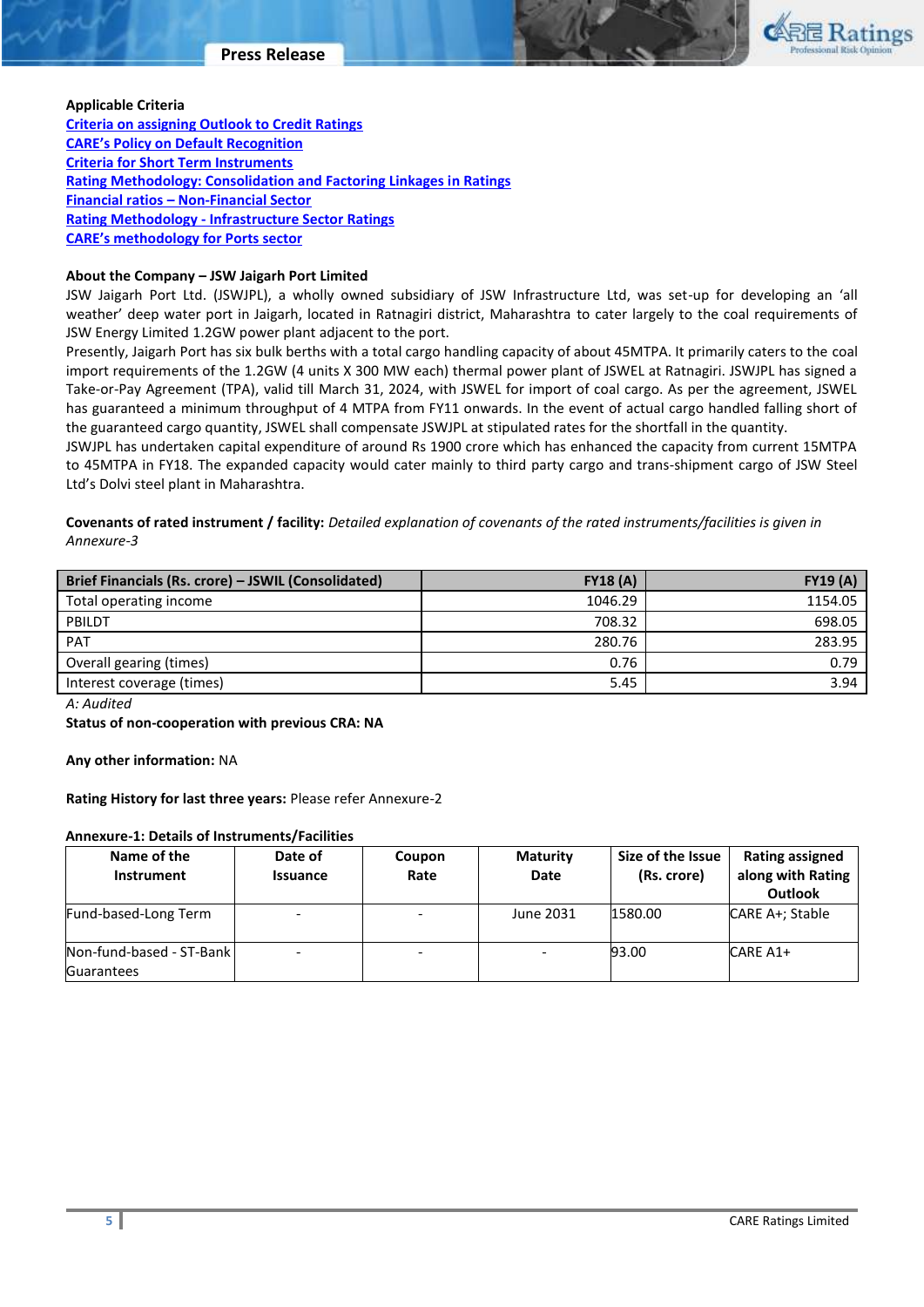**Applicable Criteria**

[Criteria on assigning Outlook to Credit Ratings]
[CARE's Policy on Default Recognition]
[Criteria for Short Term Instruments]
[Rating Methodology: Consolidation and Factoring Linkages in Ratings]
[Financial ratios – Non-Financial Sector]
[Rating Methodology - Infrastructure Sector Ratings]
[CARE's methodology for Ports sector]

**About the Company – JSW Jaigarh Port Limited**

JSW Jaigarh Port Ltd. (JSWJPL), a wholly owned subsidiary of JSW Infrastructure Ltd, was set-up for developing an 'all weather' deep water port in Jaigarh, located in Ratnagiri district, Maharashtra to cater largely to the coal requirements of JSW Energy Limited 1.2GW power plant adjacent to the port.

Presently, Jaigarh Port has six bulk berths with a total cargo handling capacity of about 45MTPA. It primarily caters to the coal import requirements of the 1.2GW (4 units X 300 MW each) thermal power plant of JSWEL at Ratnagiri. JSWJPL has signed a Take-or-Pay Agreement (TPA), valid till March 31, 2024, with JSWEL for import of coal cargo. As per the agreement, JSWEL has guaranteed a minimum throughput of 4 MTPA from FY11 onwards. In the event of actual cargo handled falling short of the guaranteed cargo quantity, JSWEL shall compensate JSWJPL at stipulated rates for the shortfall in the quantity.

JSWJPL has undertaken capital expenditure of around Rs 1900 crore which has enhanced the capacity from current 15MTPA to 45MTPA in FY18. The expanded capacity would cater mainly to third party cargo and trans-shipment cargo of JSW Steel Ltd's Dolvi steel plant in Maharashtra.

**Covenants of rated instrument / facility:** *Detailed explanation of covenants of the rated instruments/facilities is given in Annexure-3*

| Brief Financials (Rs. crore) – JSWIL (Consolidated) | FY18 (A) | FY19 (A) |
|---|---|---|
| Total operating income | 1046.29 | 1154.05 |
| PBILDT | 708.32 | 698.05 |
| PAT | 280.76 | 283.95 |
| Overall gearing (times) | 0.76 | 0.79 |
| Interest coverage (times) | 5.45 | 3.94 |

*A: Audited*

**Status of non-cooperation with previous CRA: NA**

**Any other information:** NA

**Rating History for last three years:** Please refer Annexure-2

**Annexure-1: Details of Instruments/Facilities**

| Name of the Instrument | Date of Issuance | Coupon Rate | Maturity Date | Size of the Issue (Rs. crore) | Rating assigned along with Rating Outlook |
|---|---|---|---|---|---|
| Fund-based-Long Term | - | - | June 2031 | 1580.00 | CARE A+; Stable |
| Non-fund-based - ST-Bank Guarantees | - | - | - | 93.00 | CARE A1+ |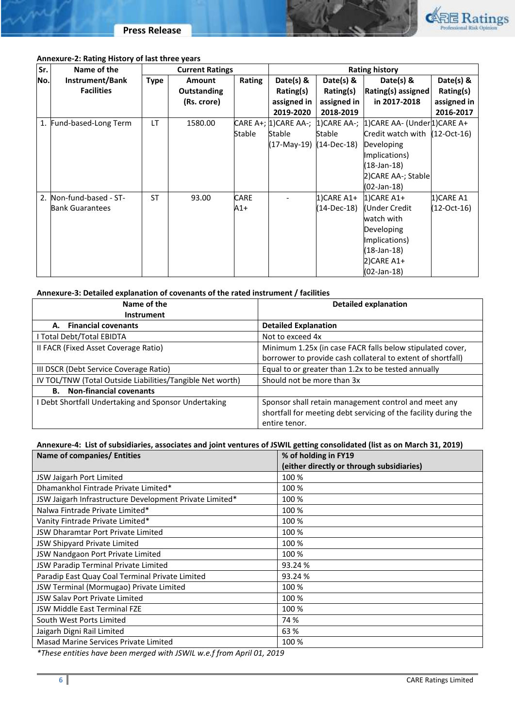**Annexure-2: Rating History of last three years**

| Sr. No. | Name of the Instrument/Bank Facilities | Current Ratings | | | Rating history | | | |
|---|---|---|---|---|---|---|---|---|
| | | Type | Amount Outstanding (Rs. crore) | Rating | Date(s) & Rating(s) assigned in 2019-2020 | Date(s) & Rating(s) assigned in 2018-2019 | Date(s) & Rating(s) assigned in 2017-2018 | Date(s) & Rating(s) assigned in 2016-2017 |
| 1. | Fund-based-Long Term | LT | 1580.00 | CARE A+; Stable | 1)CARE AA-; Stable (17-May-19) | 1)CARE AA-; Stable (14-Dec-18) | 1)CARE AA- (Under Credit watch with Developing Implications) (18-Jan-18) 2)CARE AA-; Stable (02-Jan-18) | 1)CARE A+ (12-Oct-16) |
| 2. | Non-fund-based - ST-Bank Guarantees | ST | 93.00 | CARE A1+ | - | 1)CARE A1+ (14-Dec-18) | 1)CARE A1+ (Under Credit watch with Developing Implications) (18-Jan-18) 2)CARE A1+ (02-Jan-18) | 1)CARE A1 (12-Oct-16) |

**Annexure-3: Detailed explanation of covenants of the rated instrument / facilities**

| Name of the Instrument | Detailed explanation |
|---|---|
| **A. Financial covenants** | **Detailed Explanation** |
| I Total Debt/Total EBIDTA | Not to exceed 4x |
| II FACR (Fixed Asset Coverage Ratio) | Minimum 1.25x (in case FACR falls below stipulated cover, borrower to provide cash collateral to extent of shortfall) |
| III DSCR (Debt Service Coverage Ratio) | Equal to or greater than 1.2x to be tested annually |
| IV TOL/TNW (Total Outside Liabilities/Tangible Net worth) | Should not be more than 3x |
| **B. Non-financial covenants** | |
| I Debt Shortfall Undertaking and Sponsor Undertaking | Sponsor shall retain management control and meet any shortfall for meeting debt servicing of the facility during the entire tenor. |

**Annexure-4: List of subsidiaries, associates and joint ventures of JSWIL getting consolidated (list as on March 31, 2019)**

| Name of companies/ Entities | % of holding in FY19 (either directly or through subsidiaries) |
|---|---|
| JSW Jaigarh Port Limited | 100 % |
| Dhamankhol Fintrade Private Limited* | 100 % |
| JSW Jaigarh Infrastructure Development Private Limited* | 100 % |
| Nalwa Fintrade Private Limited* | 100 % |
| Vanity Fintrade Private Limited* | 100 % |
| JSW Dharamtar Port Private Limited | 100 % |
| JSW Shipyard Private Limited | 100 % |
| JSW Nandgaon Port Private Limited | 100 % |
| JSW Paradip Terminal Private Limited | 93.24 % |
| Paradip East Quay Coal Terminal Private Limited | 93.24 % |
| JSW Terminal (Mormugao) Private Limited | 100 % |
| JSW Salav Port Private Limited | 100 % |
| JSW Middle East Terminal FZE | 100 % |
| South West Ports Limited | 74 % |
| Jaigarh Digni Rail Limited | 63 % |
| Masad Marine Services Private Limited | 100 % |

*These entities have been merged with JSWIL w.e.f from April 01, 2019*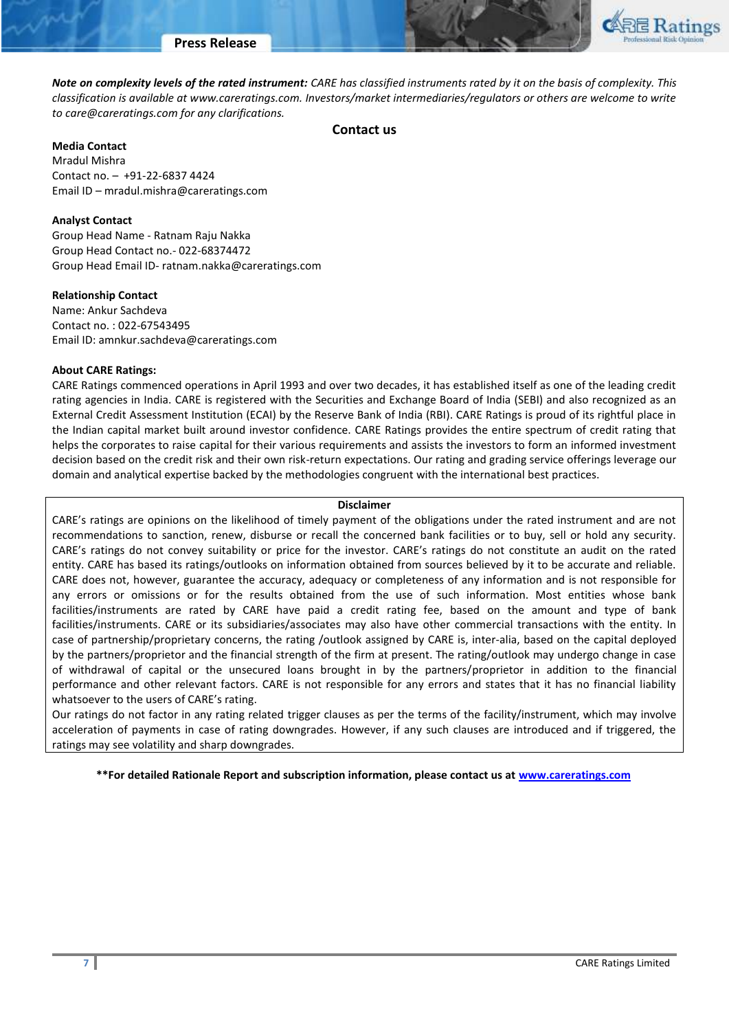***Note on complexity levels of the rated instrument:*** *CARE has classified instruments rated by it on the basis of complexity. This classification is available at www.careratings.com. Investors/market intermediaries/regulators or others are welcome to write to care@careratings.com for any clarifications.*

## Contact us

**Media Contact**
Mradul Mishra
Contact no. – +91-22-6837 4424
Email ID – mradul.mishra@careratings.com

**Analyst Contact**
Group Head Name - Ratnam Raju Nakka
Group Head Contact no.- 022-68374472
Group Head Email ID- ratnam.nakka@careratings.com

**Relationship Contact**
Name: Ankur Sachdeva
Contact no. : 022-67543495
Email ID: amnkur.sachdeva@careratings.com

**About CARE Ratings:**
CARE Ratings commenced operations in April 1993 and over two decades, it has established itself as one of the leading credit rating agencies in India. CARE is registered with the Securities and Exchange Board of India (SEBI) and also recognized as an External Credit Assessment Institution (ECAI) by the Reserve Bank of India (RBI). CARE Ratings is proud of its rightful place in the Indian capital market built around investor confidence. CARE Ratings provides the entire spectrum of credit rating that helps the corporates to raise capital for their various requirements and assists the investors to form an informed investment decision based on the credit risk and their own risk-return expectations. Our rating and grading service offerings leverage our domain and analytical expertise backed by the methodologies congruent with the international best practices.

**Disclaimer**

CARE's ratings are opinions on the likelihood of timely payment of the obligations under the rated instrument and are not recommendations to sanction, renew, disburse or recall the concerned bank facilities or to buy, sell or hold any security. CARE's ratings do not convey suitability or price for the investor. CARE's ratings do not constitute an audit on the rated entity. CARE has based its ratings/outlooks on information obtained from sources believed by it to be accurate and reliable. CARE does not, however, guarantee the accuracy, adequacy or completeness of any information and is not responsible for any errors or omissions or for the results obtained from the use of such information. Most entities whose bank facilities/instruments are rated by CARE have paid a credit rating fee, based on the amount and type of bank facilities/instruments. CARE or its subsidiaries/associates may also have other commercial transactions with the entity. In case of partnership/proprietary concerns, the rating /outlook assigned by CARE is, inter-alia, based on the capital deployed by the partners/proprietor and the financial strength of the firm at present. The rating/outlook may undergo change in case of withdrawal of capital or the unsecured loans brought in by the partners/proprietor in addition to the financial performance and other relevant factors. CARE is not responsible for any errors and states that it has no financial liability whatsoever to the users of CARE's rating.

Our ratings do not factor in any rating related trigger clauses as per the terms of the facility/instrument, which may involve acceleration of payments in case of rating downgrades. However, if any such clauses are introduced and if triggered, the ratings may see volatility and sharp downgrades.

**\*\*For detailed Rationale Report and subscription information, please contact us at [www.careratings.com](www.careratings.com)**